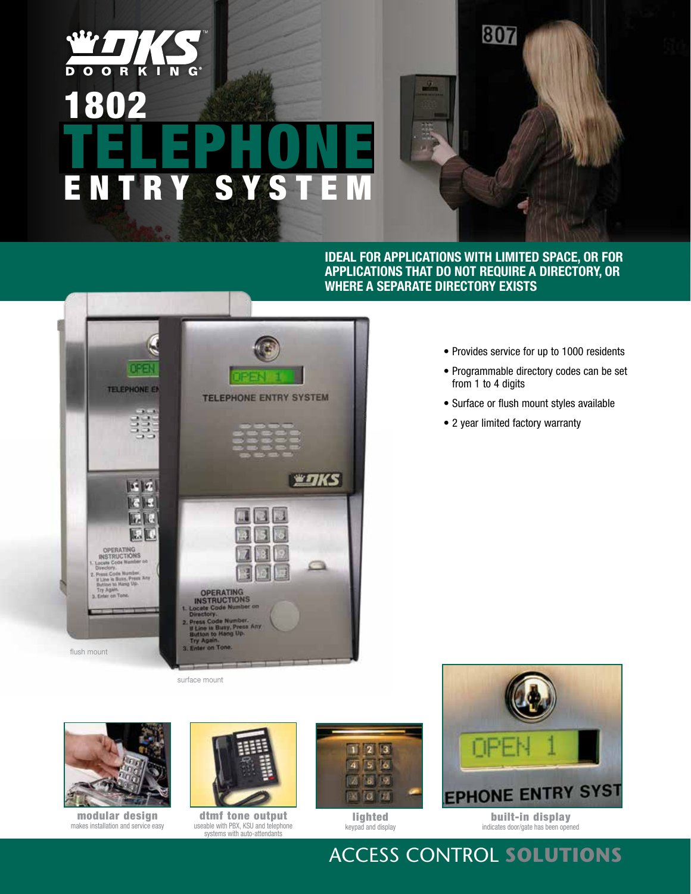DOORKING®

# 1802 TELEPHONE ENTRY SYSTEM

**IDEAL FOR APPLICATIONS WITH LIMITED SPACE, OR FOR APPLICATIONS THAT DO NOT REQUIRE A DIRECTORY, OR WHERE A SEPARATE DIRECTORY EXISTS**

- Provides service for up to 1000 residents
- Programmable directory codes can be set from 1 to 4 digits
- Surface or flush mount styles available
- 2 year limited factory warranty

flush mount

surface mount

**modular design**
makes installation and service easy

**dtmf tone output**
useable with PBX, KSU and telephone systems with auto-attendants

**lighted**
keypad and display

**built-in display**
indicates door/gate has been opened

ACCESS CONTROL **SOLUTIONS**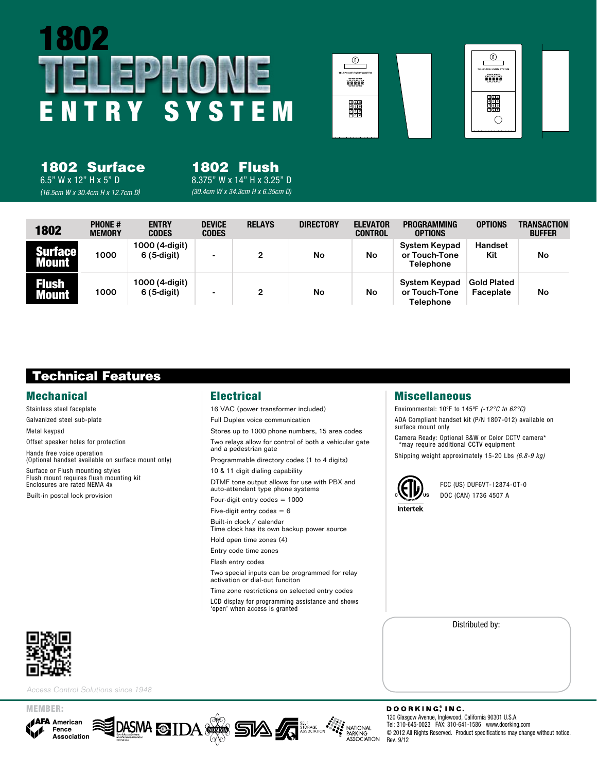# 1802 TELEPHONE ENTRY SYSTEM

## 1802 Surface

6.5" W x 12" H x 5" D

*(16.5cm W x 30.4cm H x 12.7cm D)*

## 1802 Flush

8.375" W x 14" H x 3.25" D

*(30.4cm W x 34.3cm H x 6.35cm D)*

| 1802 | PHONE # MEMORY | ENTRY CODES | DEVICE CODES | RELAYS | DIRECTORY | ELEVATOR CONTROL | PROGRAMMING OPTIONS | OPTIONS | TRANSACTION BUFFER |
|---|---|---|---|---|---|---|---|---|---|
| **Surface Mount** | 1000 | 1000 (4-digit) 6 (5-digit) | - | 2 | No | No | System Keypad or Touch-Tone Telephone | Handset Kit | No |
| **Flush Mount** | 1000 | 1000 (4-digit) 6 (5-digit) | - | 2 | No | No | System Keypad or Touch-Tone Telephone | Gold Plated Faceplate | No |

## Technical Features

### Mechanical

Stainless steel faceplate

Galvanized steel sub-plate

Metal keypad

Offset speaker holes for protection

Hands free voice operation
(Optional handset available on surface mount only)

Surface or Flush mounting styles
Flush mount requires flush mounting kit
Enclosures are rated NEMA 4x

Built-in postal lock provision

### Electrical

16 VAC (power transformer included)

Full Duplex voice communication

Stores up to 1000 phone numbers, 15 area codes

Two relays allow for control of both a vehicular gate and a pedestrian gate

Programmable directory codes (1 to 4 digits)

10 & 11 digit dialing capability

DTMF tone output allows for use with PBX and auto-attendant type phone systems

Four-digit entry codes = 1000

Five-digit entry codes = 6

Built-in clock / calendar
Time clock has its own backup power source

Hold open time zones (4)

Entry code time zones

Flash entry codes

Two special inputs can be programmed for relay activation or dial-out funciton

Time zone restrictions on selected entry codes

LCD display for programming assistance and shows 'open' when access is granted

### Miscellaneous

Environmental: 10ºF to 145ºF *(-12ºC to 62ºC)*

ADA Compliant handset kit (P/N 1807-012) available on surface mount only

Camera Ready: Optional B&W or Color CCTV camera*
*may require additional CCTV equipment

Shipping weight approximately 15-20 Lbs *(6.8-9 kg)*

Intertek

FCC (US) DUF6VT-12874-OT-0

DOC (CAN) 1736 4507 A

Distributed by:

*Access Control Solutions since 1948*

MEMBER:

American Fence Association · DASMA · IDA · NOMMA · SIA · Self Storage Association · National Parking Association

**DOORKING, INC.**

120 Glasgow Avenue, Inglewood, California 90301 U.S.A.

Tel: 310-645-0023 FAX: 310-641-1586 www.doorking.com

© 2012 All Rights Reserved. Product specifications may change without notice.

Rev. 9/12